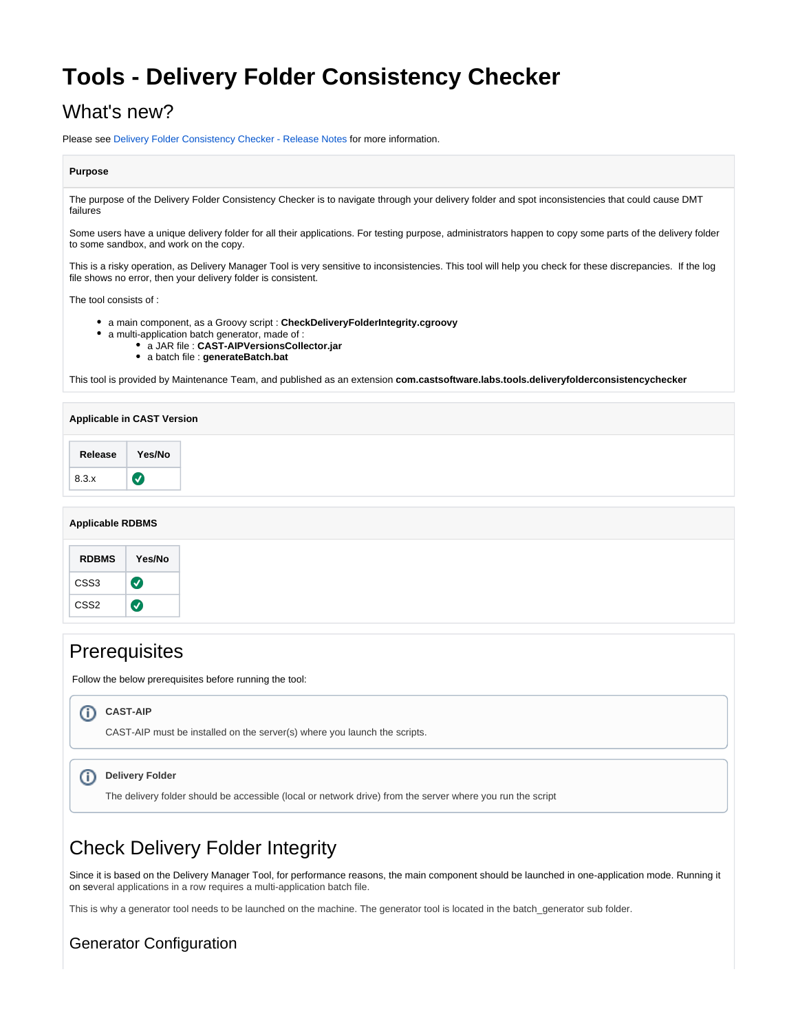# Tools - Delivery Folder Consistency Checker

## What's new?

Please see Delivery Folder Consistency Checker - Release Notes for more information.

**Purpose**

The purpose of the Delivery Folder Consistency Checker is to navigate through your delivery folder and spot inconsistencies that could cause DMT failures

Some users have a unique delivery folder for all their applications. For testing purpose, administrators happen to copy some parts of the delivery folder to some sandbox, and work on the copy.

This is a risky operation, as Delivery Manager Tool is very sensitive to inconsistencies. This tool will help you check for these discrepancies. If the log file shows no error, then your delivery folder is consistent.

The tool consists of :

- a main component, as a Groovy script : **CheckDeliveryFolderIntegrity.cgroovy**
- a multi-application batch generator, made of :
  - a JAR file : **CAST-AIPVersionsCollector.jar**
  - a batch file : **generateBatch.bat**

This tool is provided by Maintenance Team, and published as an extension **com.castsoftware.labs.tools.deliveryfolderconsistencychecker**

**Applicable in CAST Version**

| Release | Yes/No |
| --- | --- |
| 8.3.x | ✅ |

**Applicable RDBMS**

| RDBMS | Yes/No |
| --- | --- |
| CSS3 | ✅ |
| CSS2 | ✅ |

## Prerequisites

Follow the below prerequisites before running the tool:

**CAST-AIP**

CAST-AIP must be installed on the server(s) where you launch the scripts.

**Delivery Folder**

The delivery folder should be accessible (local or network drive) from the server where you run the script

## Check Delivery Folder Integrity

Since it is based on the Delivery Manager Tool, for performance reasons, the main component should be launched in one-application mode. Running it on several applications in a row requires a multi-application batch file.

This is why a generator tool needs to be launched on the machine. The generator tool is located in the batch_generator sub folder.

### Generator Configuration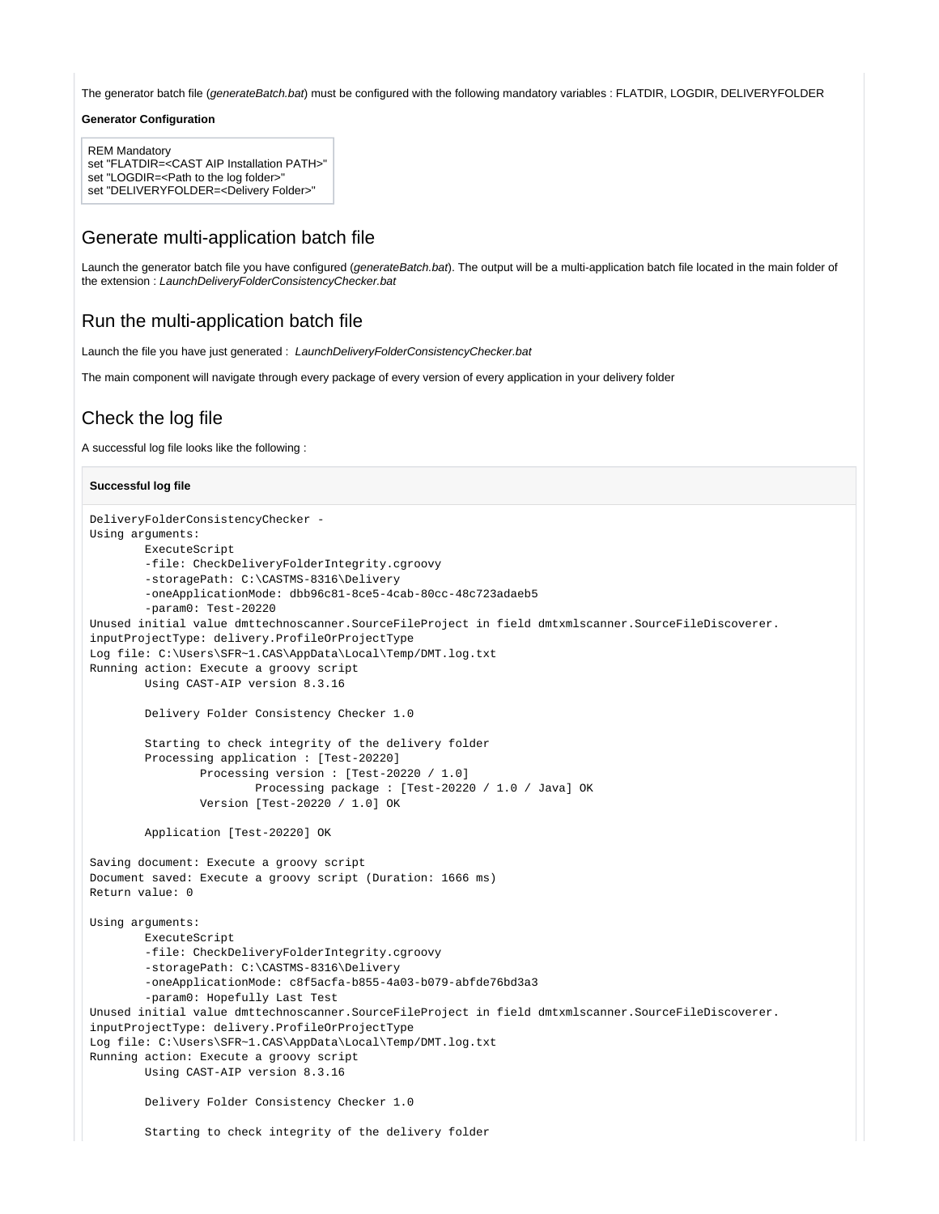The generator batch file (*generateBatch.bat*) must be configured with the following mandatory variables : FLATDIR, LOGDIR, DELIVERYFOLDER

**Generator Configuration**

```
REM Mandatory
set "FLATDIR=<CAST AIP Installation PATH>"
set "LOGDIR=<Path to the log folder>"
set "DELIVERYFOLDER=<Delivery Folder>"
```

## Generate multi-application batch file

Launch the generator batch file you have configured (*generateBatch.bat*). The output will be a multi-application batch file located in the main folder of the extension : *LaunchDeliveryFolderConsistencyChecker.bat*

## Run the multi-application batch file

Launch the file you have just generated : *LaunchDeliveryFolderConsistencyChecker.bat*

The main component will navigate through every package of every version of every application in your delivery folder

## Check the log file

A successful log file looks like the following :

**Successful log file**

```
DeliveryFolderConsistencyChecker -
Using arguments:
        ExecuteScript
        -file: CheckDeliveryFolderIntegrity.cgroovy
        -storagePath: C:\CASTMS-8316\Delivery
        -oneApplicationMode: dbb96c81-8ce5-4cab-80cc-48c723adaeb5
        -param0: Test-20220
Unused initial value dmttechnoscanner.SourceFileProject in field dmtxmlscanner.SourceFileDiscoverer.
inputProjectType: delivery.ProfileOrProjectType
Log file: C:\Users\SFR~1.CAS\AppData\Local\Temp/DMT.log.txt
Running action: Execute a groovy script
        Using CAST-AIP version 8.3.16

        Delivery Folder Consistency Checker 1.0

        Starting to check integrity of the delivery folder
        Processing application : [Test-20220]
                Processing version : [Test-20220 / 1.0]
                        Processing package : [Test-20220 / 1.0 / Java] OK
                Version [Test-20220 / 1.0] OK

        Application [Test-20220] OK

Saving document: Execute a groovy script
Document saved: Execute a groovy script (Duration: 1666 ms)
Return value: 0

Using arguments:
        ExecuteScript
        -file: CheckDeliveryFolderIntegrity.cgroovy
        -storagePath: C:\CASTMS-8316\Delivery
        -oneApplicationMode: c8f5acfa-b855-4a03-b079-abfde76bd3a3
        -param0: Hopefully Last Test
Unused initial value dmttechnoscanner.SourceFileProject in field dmtxmlscanner.SourceFileDiscoverer.
inputProjectType: delivery.ProfileOrProjectType
Log file: C:\Users\SFR~1.CAS\AppData\Local\Temp/DMT.log.txt
Running action: Execute a groovy script
        Using CAST-AIP version 8.3.16

        Delivery Folder Consistency Checker 1.0

        Starting to check integrity of the delivery folder
```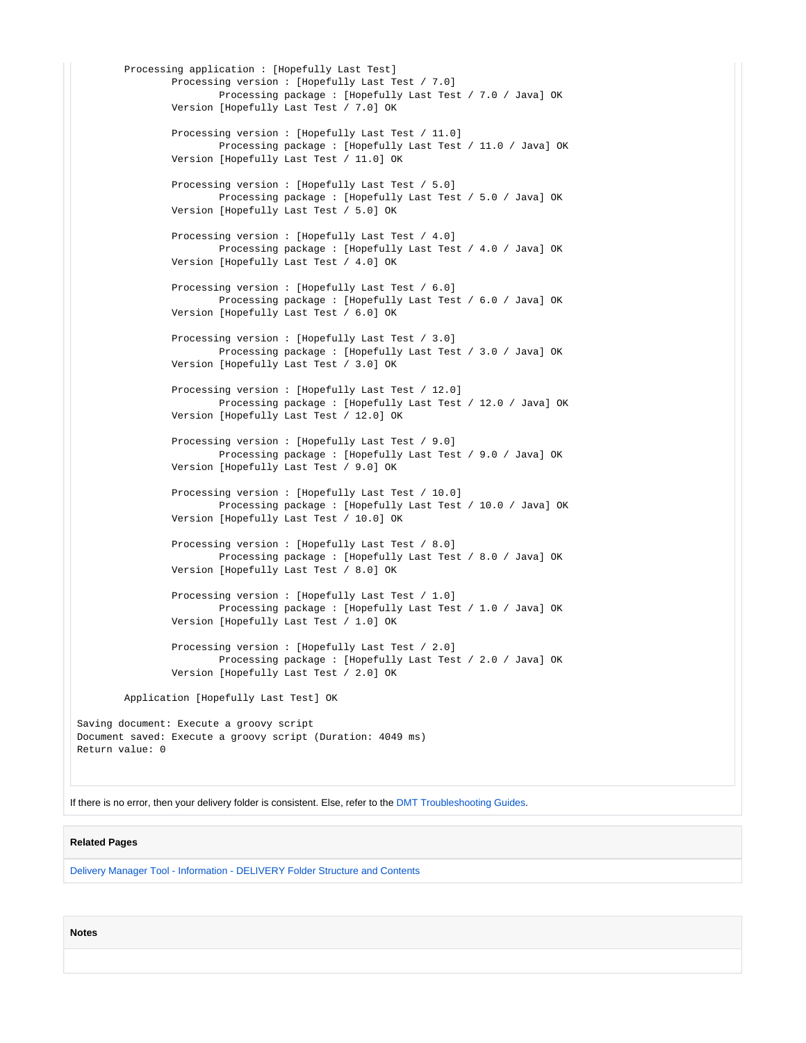```
        Processing application : [Hopefully Last Test]
                Processing version : [Hopefully Last Test / 7.0]
                        Processing package : [Hopefully Last Test / 7.0 / Java] OK
                Version [Hopefully Last Test / 7.0] OK

                Processing version : [Hopefully Last Test / 11.0]
                        Processing package : [Hopefully Last Test / 11.0 / Java] OK
                Version [Hopefully Last Test / 11.0] OK

                Processing version : [Hopefully Last Test / 5.0]
                        Processing package : [Hopefully Last Test / 5.0 / Java] OK
                Version [Hopefully Last Test / 5.0] OK

                Processing version : [Hopefully Last Test / 4.0]
                        Processing package : [Hopefully Last Test / 4.0 / Java] OK
                Version [Hopefully Last Test / 4.0] OK

                Processing version : [Hopefully Last Test / 6.0]
                        Processing package : [Hopefully Last Test / 6.0 / Java] OK
                Version [Hopefully Last Test / 6.0] OK

                Processing version : [Hopefully Last Test / 3.0]
                        Processing package : [Hopefully Last Test / 3.0 / Java] OK
                Version [Hopefully Last Test / 3.0] OK

                Processing version : [Hopefully Last Test / 12.0]
                        Processing package : [Hopefully Last Test / 12.0 / Java] OK
                Version [Hopefully Last Test / 12.0] OK

                Processing version : [Hopefully Last Test / 9.0]
                        Processing package : [Hopefully Last Test / 9.0 / Java] OK
                Version [Hopefully Last Test / 9.0] OK

                Processing version : [Hopefully Last Test / 10.0]
                        Processing package : [Hopefully Last Test / 10.0 / Java] OK
                Version [Hopefully Last Test / 10.0] OK

                Processing version : [Hopefully Last Test / 8.0]
                        Processing package : [Hopefully Last Test / 8.0 / Java] OK
                Version [Hopefully Last Test / 8.0] OK

                Processing version : [Hopefully Last Test / 1.0]
                        Processing package : [Hopefully Last Test / 1.0 / Java] OK
                Version [Hopefully Last Test / 1.0] OK

                Processing version : [Hopefully Last Test / 2.0]
                        Processing package : [Hopefully Last Test / 2.0 / Java] OK
                Version [Hopefully Last Test / 2.0] OK

        Application [Hopefully Last Test] OK

Saving document: Execute a groovy script
Document saved: Execute a groovy script (Duration: 4049 ms)
Return value: 0
```

If there is no error, then your delivery folder is consistent. Else, refer to the DMT Troubleshooting Guides.

**Related Pages**

Delivery Manager Tool - Information - DELIVERY Folder Structure and Contents

**Notes**